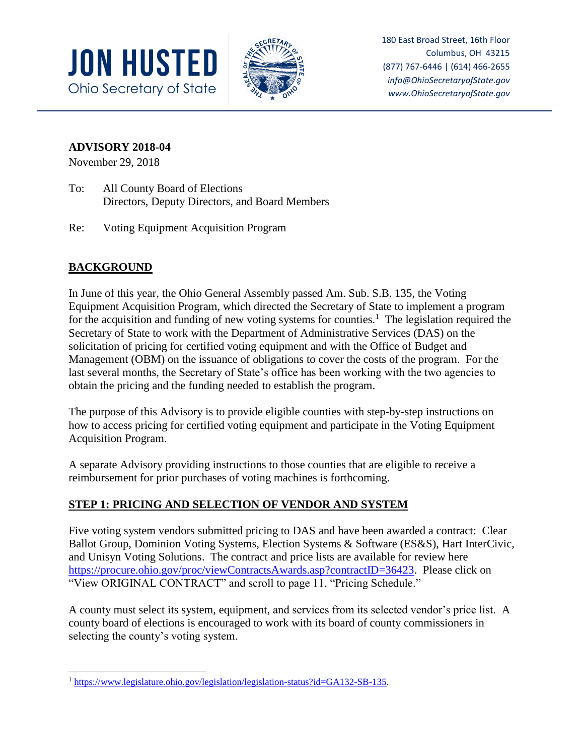# JON HUSTED
Ohio Secretary of State

180 East Broad Street, 16th Floor
Columbus, OH 43215
(877) 767-6446 | (614) 466-2655
*info@OhioSecretaryofState.gov*
*www.OhioSecretaryofState.gov*

**ADVISORY 2018-04**
November 29, 2018

To: All County Board of Elections
Directors, Deputy Directors, and Board Members

Re: Voting Equipment Acquisition Program

## BACKGROUND

In June of this year, the Ohio General Assembly passed Am. Sub. S.B. 135, the Voting Equipment Acquisition Program, which directed the Secretary of State to implement a program for the acquisition and funding of new voting systems for counties.[1] The legislation required the Secretary of State to work with the Department of Administrative Services (DAS) on the solicitation of pricing for certified voting equipment and with the Office of Budget and Management (OBM) on the issuance of obligations to cover the costs of the program. For the last several months, the Secretary of State's office has been working with the two agencies to obtain the pricing and the funding needed to establish the program.

The purpose of this Advisory is to provide eligible counties with step-by-step instructions on how to access pricing for certified voting equipment and participate in the Voting Equipment Acquisition Program.

A separate Advisory providing instructions to those counties that are eligible to receive a reimbursement for prior purchases of voting machines is forthcoming.

## STEP 1: PRICING AND SELECTION OF VENDOR AND SYSTEM

Five voting system vendors submitted pricing to DAS and have been awarded a contract: Clear Ballot Group, Dominion Voting Systems, Election Systems & Software (ES&S), Hart InterCivic, and Unisyn Voting Solutions. The contract and price lists are available for review here https://procure.ohio.gov/proc/viewContractsAwards.asp?contractID=36423. Please click on "View ORIGINAL CONTRACT" and scroll to page 11, "Pricing Schedule."

A county must select its system, equipment, and services from its selected vendor's price list. A county board of elections is encouraged to work with its board of county commissioners in selecting the county's voting system.

---

[1] https://www.legislature.ohio.gov/legislation/legislation-status?id=GA132-SB-135.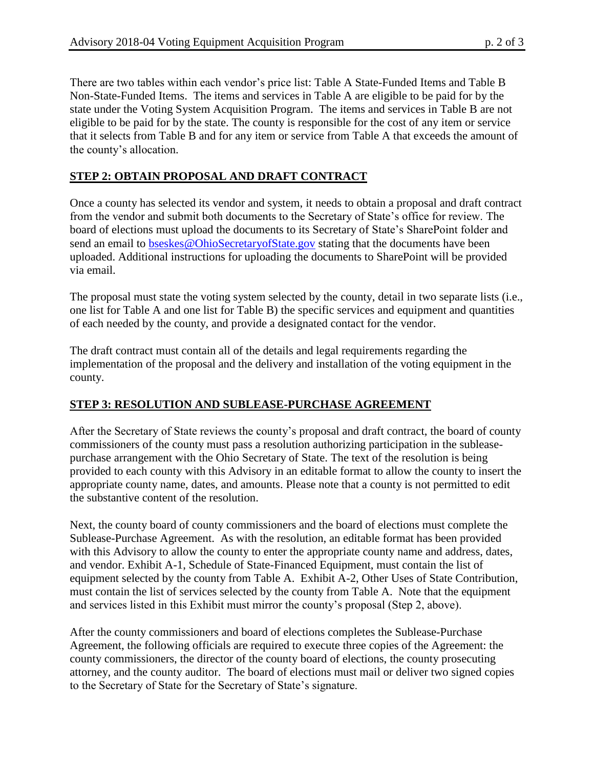There are two tables within each vendor's price list: Table A State-Funded Items and Table B Non-State-Funded Items. The items and services in Table A are eligible to be paid for by the state under the Voting System Acquisition Program. The items and services in Table B are not eligible to be paid for by the state. The county is responsible for the cost of any item or service that it selects from Table B and for any item or service from Table A that exceeds the amount of the county's allocation.

## STEP 2: OBTAIN PROPOSAL AND DRAFT CONTRACT

Once a county has selected its vendor and system, it needs to obtain a proposal and draft contract from the vendor and submit both documents to the Secretary of State's office for review. The board of elections must upload the documents to its Secretary of State's SharePoint folder and send an email to bseskes@OhioSecretaryofState.gov stating that the documents have been uploaded. Additional instructions for uploading the documents to SharePoint will be provided via email.

The proposal must state the voting system selected by the county, detail in two separate lists (i.e., one list for Table A and one list for Table B) the specific services and equipment and quantities of each needed by the county, and provide a designated contact for the vendor.

The draft contract must contain all of the details and legal requirements regarding the implementation of the proposal and the delivery and installation of the voting equipment in the county.

## STEP 3: RESOLUTION AND SUBLEASE-PURCHASE AGREEMENT

After the Secretary of State reviews the county's proposal and draft contract, the board of county commissioners of the county must pass a resolution authorizing participation in the sublease-purchase arrangement with the Ohio Secretary of State. The text of the resolution is being provided to each county with this Advisory in an editable format to allow the county to insert the appropriate county name, dates, and amounts. Please note that a county is not permitted to edit the substantive content of the resolution.

Next, the county board of county commissioners and the board of elections must complete the Sublease-Purchase Agreement. As with the resolution, an editable format has been provided with this Advisory to allow the county to enter the appropriate county name and address, dates, and vendor. Exhibit A-1, Schedule of State-Financed Equipment, must contain the list of equipment selected by the county from Table A. Exhibit A-2, Other Uses of State Contribution, must contain the list of services selected by the county from Table A. Note that the equipment and services listed in this Exhibit must mirror the county's proposal (Step 2, above).

After the county commissioners and board of elections completes the Sublease-Purchase Agreement, the following officials are required to execute three copies of the Agreement: the county commissioners, the director of the county board of elections, the county prosecuting attorney, and the county auditor. The board of elections must mail or deliver two signed copies to the Secretary of State for the Secretary of State's signature.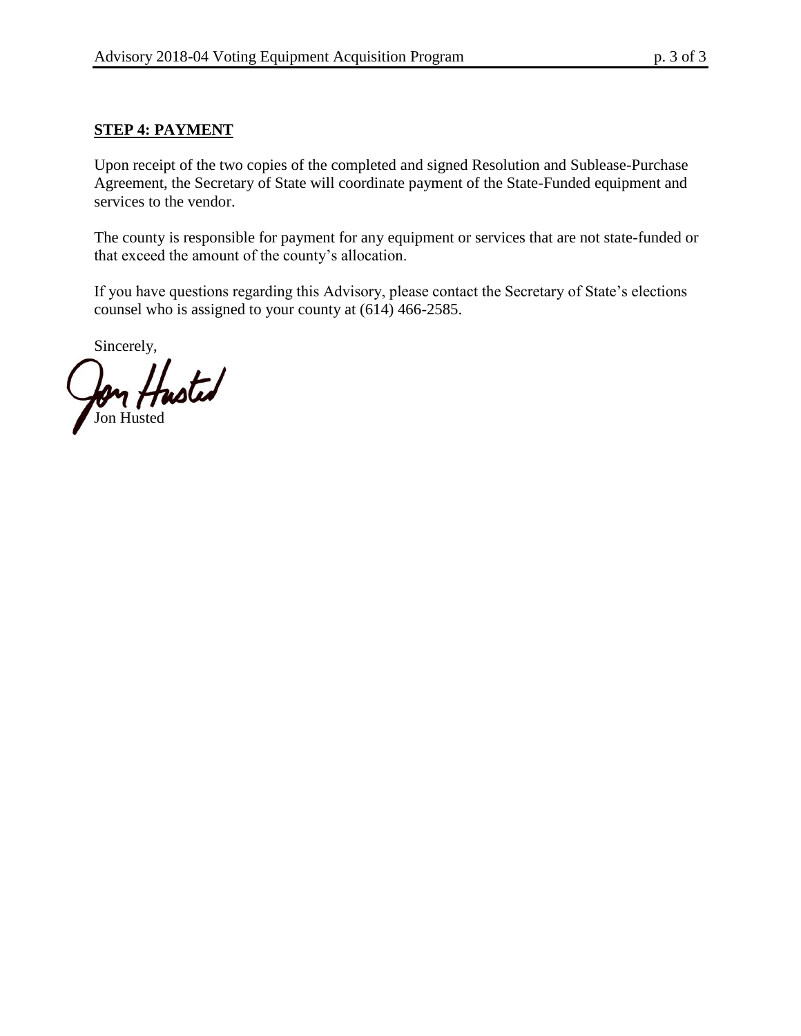**STEP 4: PAYMENT**

Upon receipt of the two copies of the completed and signed Resolution and Sublease-Purchase Agreement, the Secretary of State will coordinate payment of the State-Funded equipment and services to the vendor.

The county is responsible for payment for any equipment or services that are not state-funded or that exceed the amount of the county's allocation.

If you have questions regarding this Advisory, please contact the Secretary of State's elections counsel who is assigned to your county at (614) 466-2585.

Sincerely,

Jon Husted